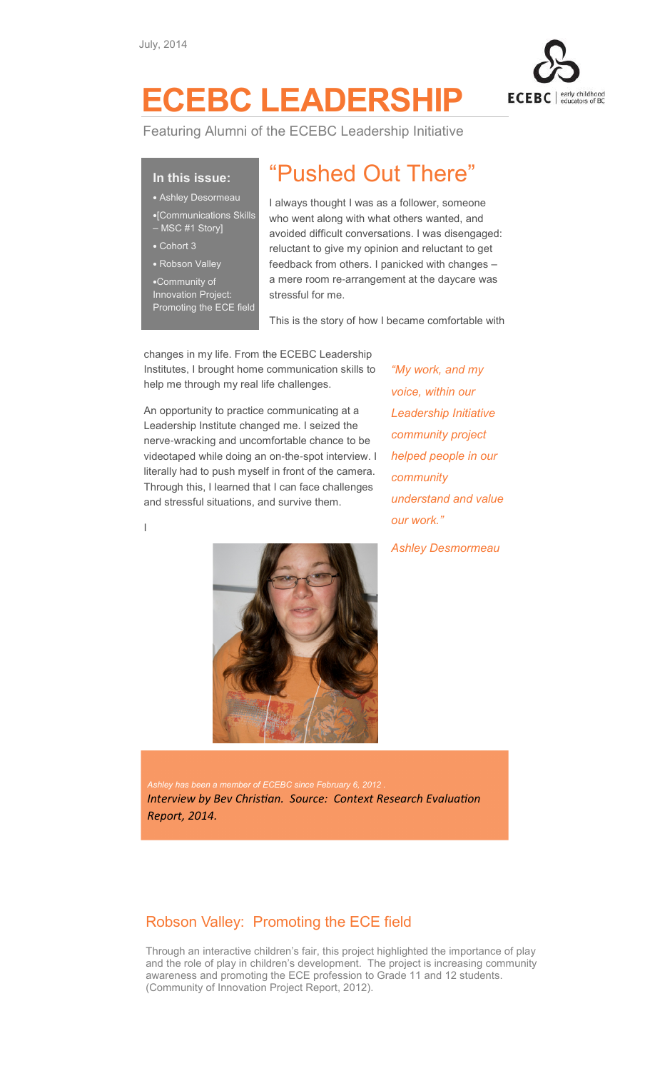July, 2014

# ECEBC LEADERSHIP

Featuring Alumni of the ECEBC Leadership Initiative

**In this issue:**

- Ashley Desormeau
- [Communications Skills – MSC #1 Story]
- Cohort 3
- Robson Valley
- Community of Innovation Project: Promoting the ECE field

## "Pushed Out There"

I always thought I was as a follower, someone who went along with what others wanted, and avoided difficult conversations. I was disengaged: reluctant to give my opinion and reluctant to get feedback from others. I panicked with changes – a mere room re-arrangement at the daycare was stressful for me.

This is the story of how I became comfortable with changes in my life. From the ECEBC Leadership Institutes, I brought home communication skills to help me through my real life challenges.

An opportunity to practice communicating at a Leadership Institute changed me. I seized the nerve-wracking and uncomfortable chance to be videotaped while doing an on-the-spot interview. I literally had to push myself in front of the camera. Through this, I learned that I can face challenges and stressful situations, and survive them.

I

*"My work, and my voice, within our Leadership Initiative community project helped people in our community understand and value our work."*

*Ashley Desmormeau*

*Ashley has been a member of ECEBC since February 6, 2012 .*

*Interview by Bev Christian. Source: Context Research Evaluation Report, 2014.*

## Robson Valley: Promoting the ECE field

Through an interactive children's fair, this project highlighted the importance of play and the role of play in children's development. The project is increasing community awareness and promoting the ECE profession to Grade 11 and 12 students. (Community of Innovation Project Report, 2012).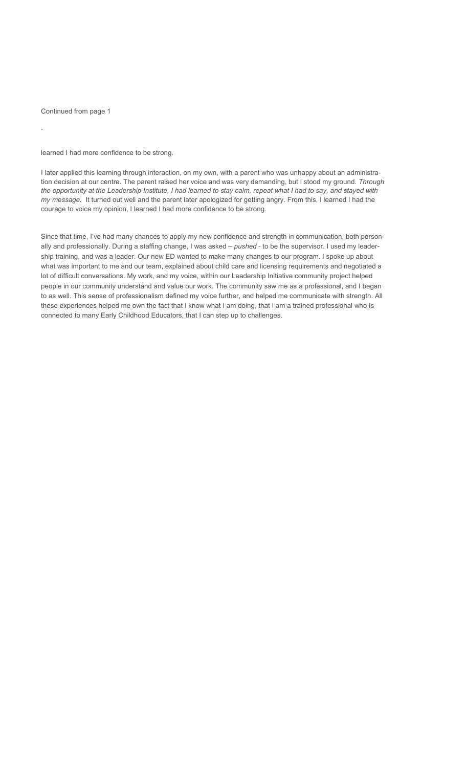Continued from page 1

.

learned I had more confidence to be strong.

I later applied this learning through interaction, on my own, with a parent who was unhappy about an administration decision at our centre. The parent raised her voice and was very demanding, but I stood my ground. *Through the opportunity at the Leadership Institute, I had learned to stay calm, repeat what I had to say, and stayed with my message.* It turned out well and the parent later apologized for getting angry. From this, I learned I had the courage to voice my opinion, I learned I had more confidence to be strong.

Since that time, I've had many chances to apply my new confidence and strength in communication, both personally and professionally. During a staffing change, I was asked – *pushed* - to be the supervisor. I used my leadership training, and was a leader. Our new ED wanted to make many changes to our program. I spoke up about what was important to me and our team, explained about child care and licensing requirements and negotiated a lot of difficult conversations. My work, and my voice, within our Leadership Initiative community project helped people in our community understand and value our work. The community saw me as a professional, and I began to as well. This sense of professionalism defined my voice further, and helped me communicate with strength. All these experiences helped me own the fact that I know what I am doing, that I am a trained professional who is connected to many Early Childhood Educators, that I can step up to challenges.